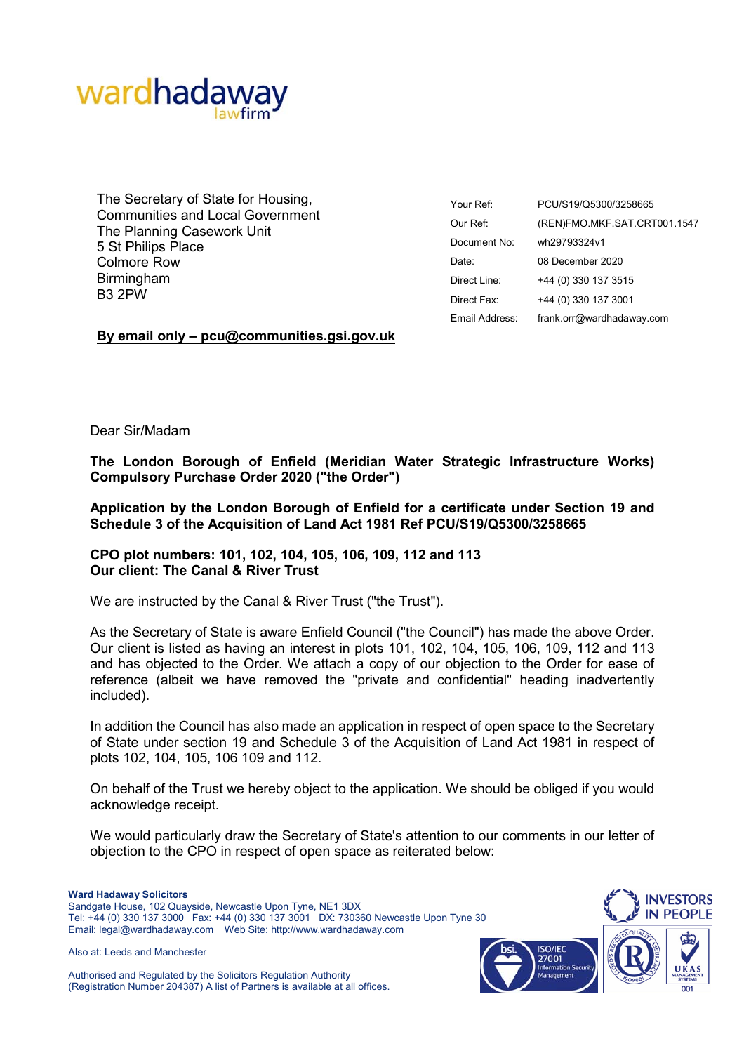wardhadaway
lawfirm

The Secretary of State for Housing,
Communities and Local Government
The Planning Casework Unit
5 St Philips Place
Colmore Row
Birmingham
B3 2PW

| | |
|---|---|
| Your Ref: | PCU/S19/Q5300/3258665 |
| Our Ref: | (REN)FMO.MKF.SAT.CRT001.1547 |
| Document No: | wh29793324v1 |
| Date: | 08 December 2020 |
| Direct Line: | +44 (0) 330 137 3515 |
| Direct Fax: | +44 (0) 330 137 3001 |
| Email Address: | frank.orr@wardhadaway.com |

**By email only – pcu@communities.gsi.gov.uk**

Dear Sir/Madam

**The London Borough of Enfield (Meridian Water Strategic Infrastructure Works) Compulsory Purchase Order 2020 ("the Order")**

**Application by the London Borough of Enfield for a certificate under Section 19 and Schedule 3 of the Acquisition of Land Act 1981 Ref PCU/S19/Q5300/3258665**

**CPO plot numbers: 101, 102, 104, 105, 106, 109, 112 and 113**
**Our client: The Canal & River Trust**

We are instructed by the Canal & River Trust ("the Trust").

As the Secretary of State is aware Enfield Council ("the Council") has made the above Order. Our client is listed as having an interest in plots 101, 102, 104, 105, 106, 109, 112 and 113 and has objected to the Order. We attach a copy of our objection to the Order for ease of reference (albeit we have removed the "private and confidential" heading inadvertently included).

In addition the Council has also made an application in respect of open space to the Secretary of State under section 19 and Schedule 3 of the Acquisition of Land Act 1981 in respect of plots 102, 104, 105, 106 109 and 112.

On behalf of the Trust we hereby object to the application. We should be obliged if you would acknowledge receipt.

We would particularly draw the Secretary of State's attention to our comments in our letter of objection to the CPO in respect of open space as reiterated below:

**Ward Hadaway Solicitors**
Sandgate House, 102 Quayside, Newcastle Upon Tyne, NE1 3DX
Tel: +44 (0) 330 137 3000 Fax: +44 (0) 330 137 3001 DX: 730360 Newcastle Upon Tyne 30
Email: legal@wardhadaway.com Web Site: http://www.wardhadaway.com

Also at: Leeds and Manchester

Authorised and Regulated by the Solicitors Regulation Authority
(Registration Number 204387) A list of Partners is available at all offices.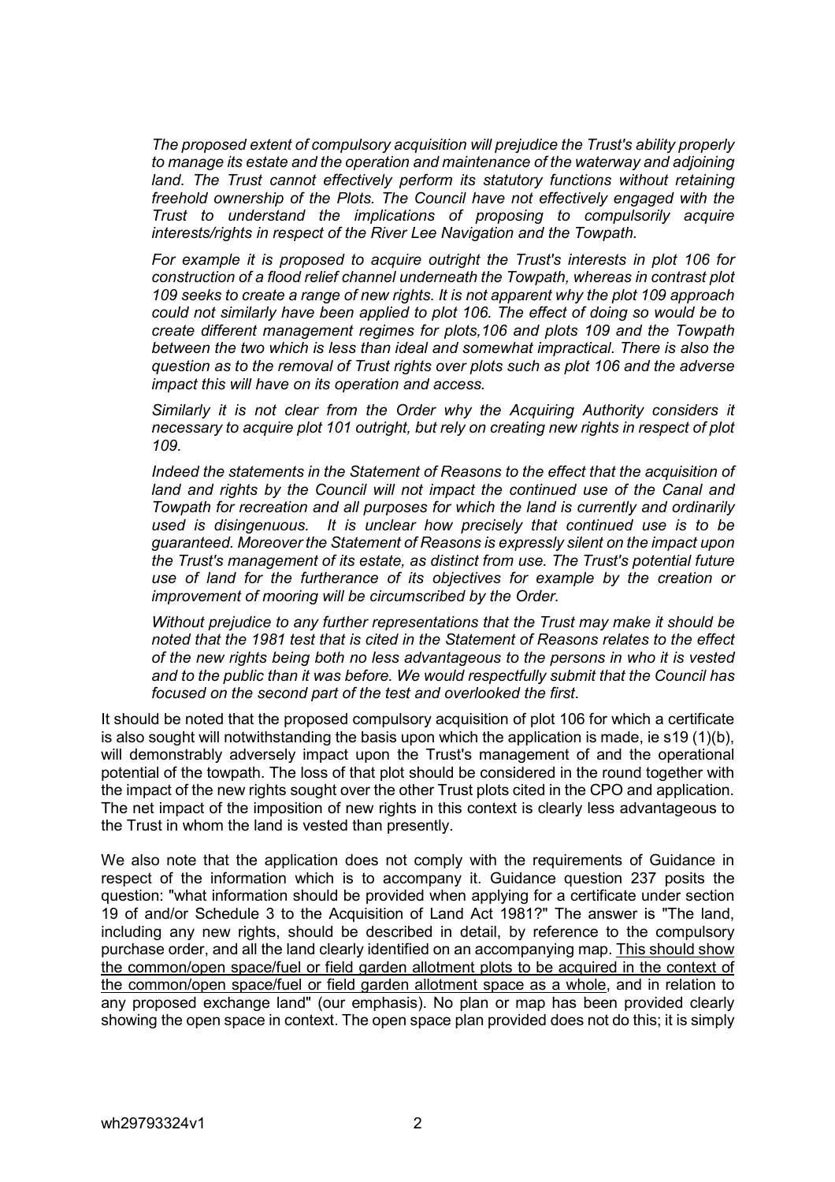*The proposed extent of compulsory acquisition will prejudice the Trust's ability properly to manage its estate and the operation and maintenance of the waterway and adjoining land. The Trust cannot effectively perform its statutory functions without retaining freehold ownership of the Plots. The Council have not effectively engaged with the Trust to understand the implications of proposing to compulsorily acquire interests/rights in respect of the River Lee Navigation and the Towpath.*

*For example it is proposed to acquire outright the Trust's interests in plot 106 for construction of a flood relief channel underneath the Towpath, whereas in contrast plot 109 seeks to create a range of new rights. It is not apparent why the plot 109 approach could not similarly have been applied to plot 106. The effect of doing so would be to create different management regimes for plots,106 and plots 109 and the Towpath between the two which is less than ideal and somewhat impractical. There is also the question as to the removal of Trust rights over plots such as plot 106 and the adverse impact this will have on its operation and access.*

*Similarly it is not clear from the Order why the Acquiring Authority considers it necessary to acquire plot 101 outright, but rely on creating new rights in respect of plot 109.*

*Indeed the statements in the Statement of Reasons to the effect that the acquisition of land and rights by the Council will not impact the continued use of the Canal and Towpath for recreation and all purposes for which the land is currently and ordinarily used is disingenuous. It is unclear how precisely that continued use is to be guaranteed. Moreover the Statement of Reasons is expressly silent on the impact upon the Trust's management of its estate, as distinct from use. The Trust's potential future use of land for the furtherance of its objectives for example by the creation or improvement of mooring will be circumscribed by the Order.*

*Without prejudice to any further representations that the Trust may make it should be noted that the 1981 test that is cited in the Statement of Reasons relates to the effect of the new rights being both no less advantageous to the persons in who it is vested and to the public than it was before. We would respectfully submit that the Council has focused on the second part of the test and overlooked the first.*

It should be noted that the proposed compulsory acquisition of plot 106 for which a certificate is also sought will notwithstanding the basis upon which the application is made, ie s19 (1)(b), will demonstrably adversely impact upon the Trust's management of and the operational potential of the towpath. The loss of that plot should be considered in the round together with the impact of the new rights sought over the other Trust plots cited in the CPO and application. The net impact of the imposition of new rights in this context is clearly less advantageous to the Trust in whom the land is vested than presently.

We also note that the application does not comply with the requirements of Guidance in respect of the information which is to accompany it. Guidance question 237 posits the question: "what information should be provided when applying for a certificate under section 19 of and/or Schedule 3 to the Acquisition of Land Act 1981?" The answer is "The land, including any new rights, should be described in detail, by reference to the compulsory purchase order, and all the land clearly identified on an accompanying map. <u>This should show the common/open space/fuel or field garden allotment plots to be acquired in the context of the common/open space/fuel or field garden allotment space as a whole</u>, and in relation to any proposed exchange land" (our emphasis). No plan or map has been provided clearly showing the open space in context. The open space plan provided does not do this; it is simply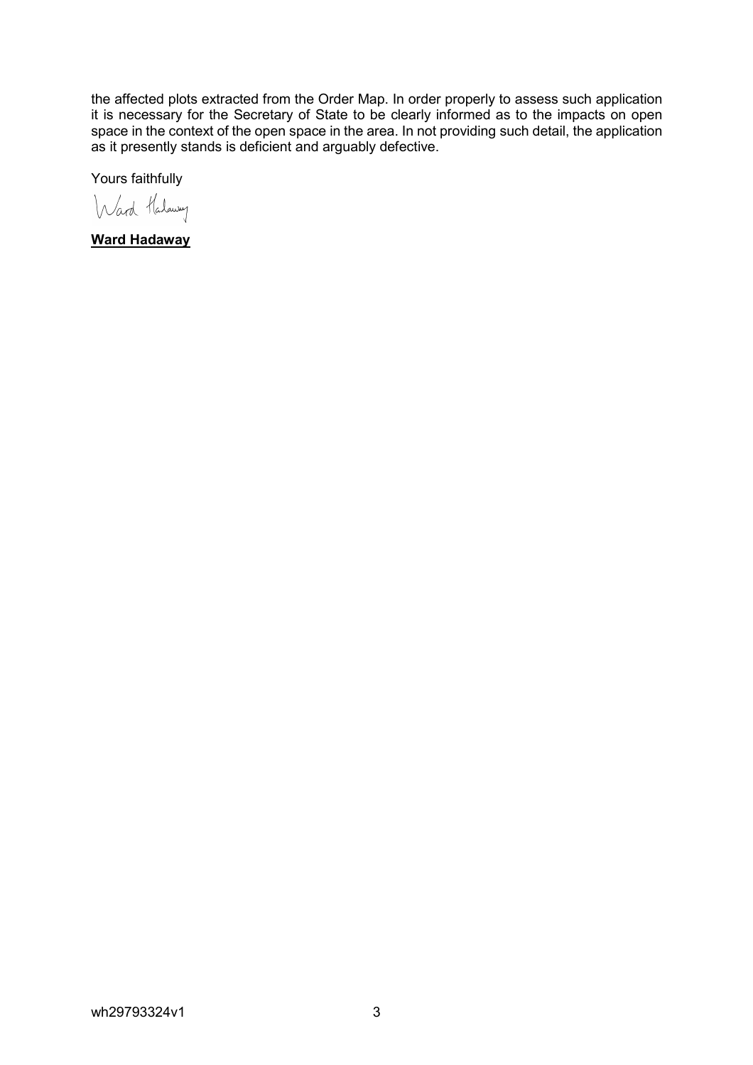the affected plots extracted from the Order Map. In order properly to assess such application it is necessary for the Secretary of State to be clearly informed as to the impacts on open space in the context of the open space in the area. In not providing such detail, the application as it presently stands is deficient and arguably defective.

Yours faithfully

Ward Hadaway

**Ward Hadaway**

wh29793324v1